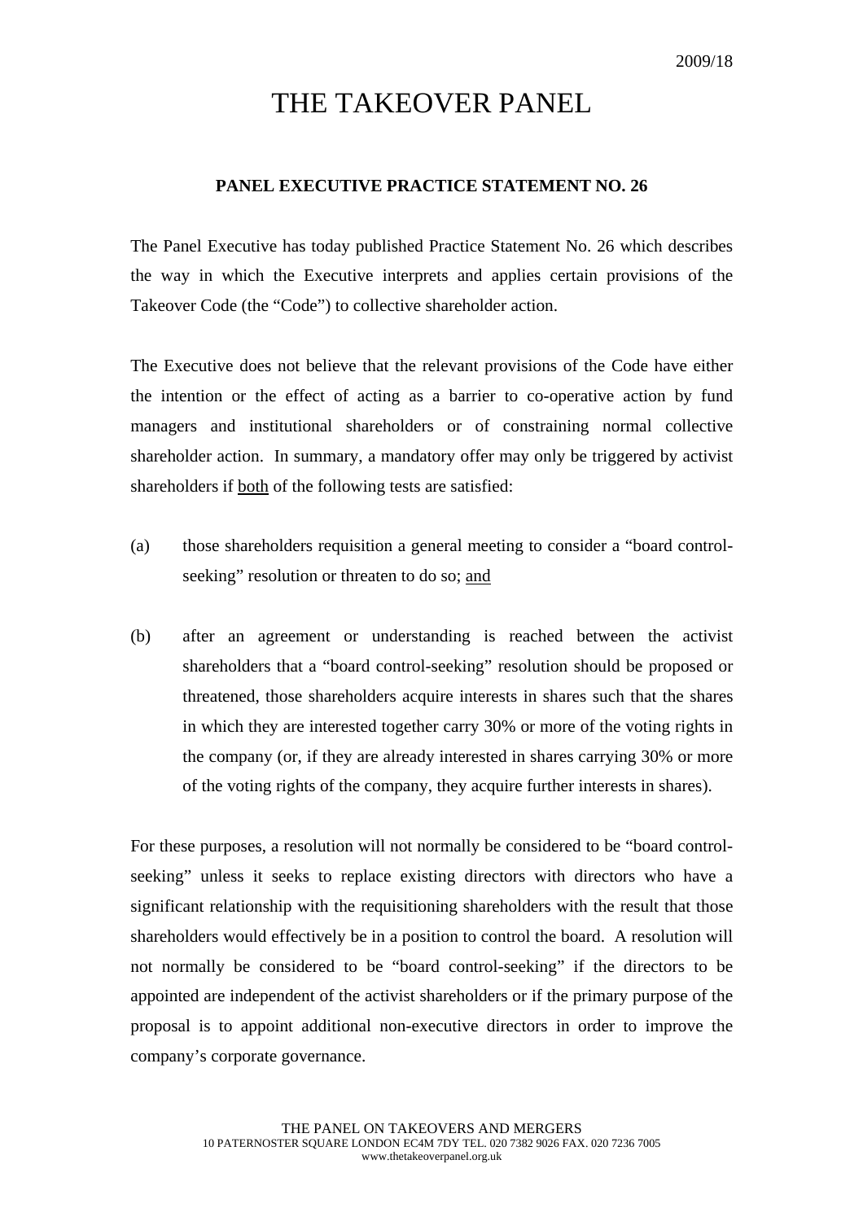2009/18

# THE TAKEOVER PANEL

## PANEL EXECUTIVE PRACTICE STATEMENT NO. 26

The Panel Executive has today published Practice Statement No. 26 which describes the way in which the Executive interprets and applies certain provisions of the Takeover Code (the "Code") to collective shareholder action.

The Executive does not believe that the relevant provisions of the Code have either the intention or the effect of acting as a barrier to co-operative action by fund managers and institutional shareholders or of constraining normal collective shareholder action. In summary, a mandatory offer may only be triggered by activist shareholders if both of the following tests are satisfied:

(a) those shareholders requisition a general meeting to consider a "board control-seeking" resolution or threaten to do so; and

(b) after an agreement or understanding is reached between the activist shareholders that a "board control-seeking" resolution should be proposed or threatened, those shareholders acquire interests in shares such that the shares in which they are interested together carry 30% or more of the voting rights in the company (or, if they are already interested in shares carrying 30% or more of the voting rights of the company, they acquire further interests in shares).

For these purposes, a resolution will not normally be considered to be "board control-seeking" unless it seeks to replace existing directors with directors who have a significant relationship with the requisitioning shareholders with the result that those shareholders would effectively be in a position to control the board. A resolution will not normally be considered to be "board control-seeking" if the directors to be appointed are independent of the activist shareholders or if the primary purpose of the proposal is to appoint additional non-executive directors in order to improve the company's corporate governance.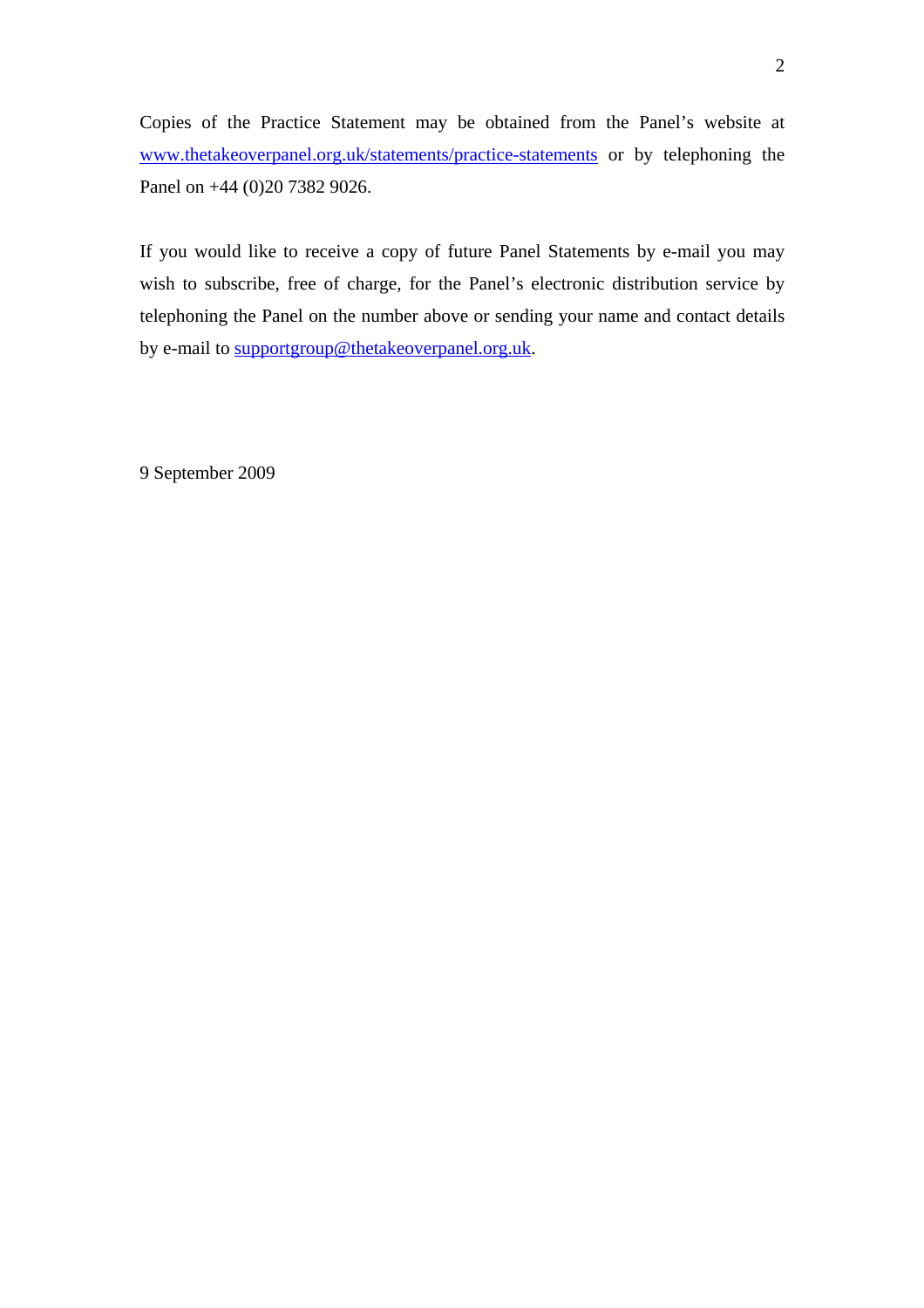Copies of the Practice Statement may be obtained from the Panel's website at www.thetakeoverpanel.org.uk/statements/practice-statements or by telephoning the Panel on +44 (0)20 7382 9026.

If you would like to receive a copy of future Panel Statements by e-mail you may wish to subscribe, free of charge, for the Panel's electronic distribution service by telephoning the Panel on the number above or sending your name and contact details by e-mail to supportgroup@thetakeoverpanel.org.uk.

9 September 2009